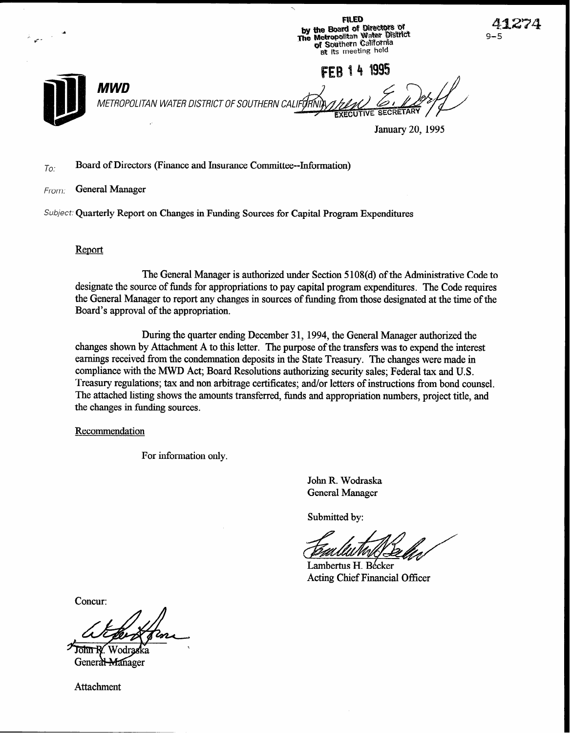FILED
by the Board of Directors of
The Metropolitan Water District
of Southern California
at its meeting held

FEB 14 1995

EXECUTIVE SECRETARY

41274
9-5

**MWD**

*METROPOLITAN WATER DISTRICT OF SOUTHERN CALIFORNIA*

January 20, 1995

*To:* Board of Directors (Finance and Insurance Committee--Information)

*From:* General Manager

*Subject:* Quarterly Report on Changes in Funding Sources for Capital Program Expenditures

Report

The General Manager is authorized under Section 5108(d) of the Administrative Code to designate the source of funds for appropriations to pay capital program expenditures. The Code requires the General Manager to report any changes in sources of funding from those designated at the time of the Board's approval of the appropriation.

During the quarter ending December 31, 1994, the General Manager authorized the changes shown by Attachment A to this letter. The purpose of the transfers was to expend the interest earnings received from the condemnation deposits in the State Treasury. The changes were made in compliance with the MWD Act; Board Resolutions authorizing security sales; Federal tax and U.S. Treasury regulations; tax and non arbitrage certificates; and/or letters of instructions from bond counsel. The attached listing shows the amounts transferred, funds and appropriation numbers, project title, and the changes in funding sources.

Recommendation

For information only.

John R. Wodraska
General Manager

Submitted by:

Lambertus H. Becker
Acting Chief Financial Officer

Concur:

John R. Wodraska
General Manager

Attachment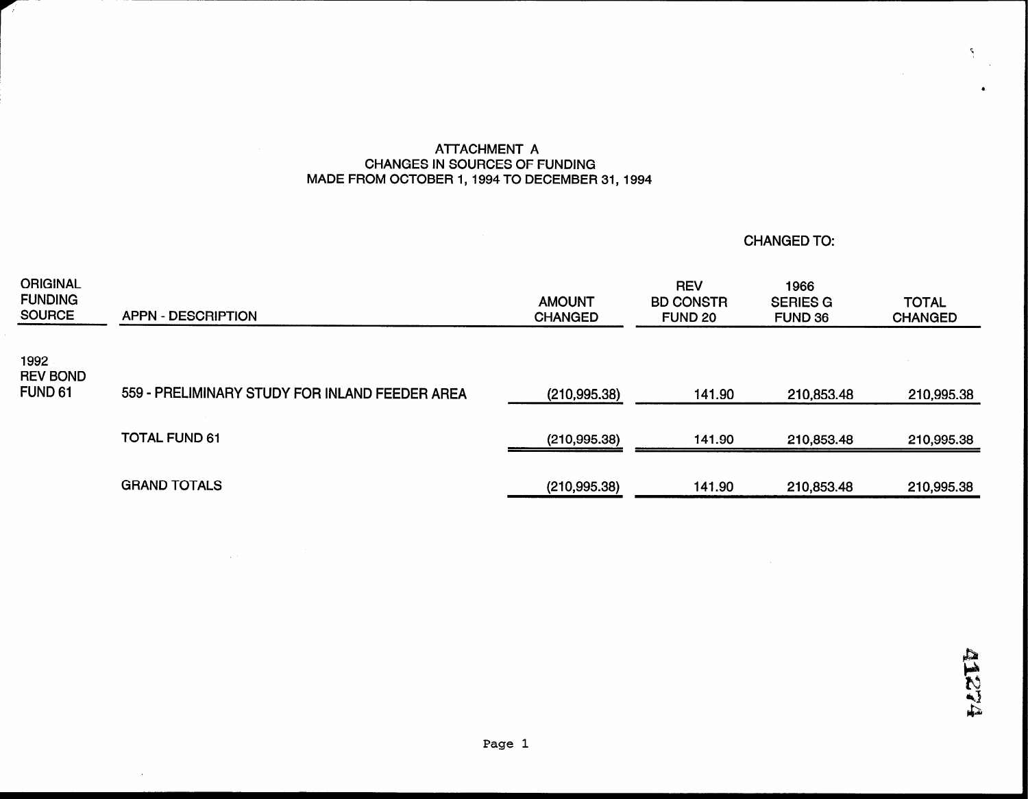ATTACHMENT A
CHANGES IN SOURCES OF FUNDING
MADE FROM OCTOBER 1, 1994 TO DECEMBER 31, 1994

| | | | CHANGED TO: | | |
|---|---|---|---|---|---|
| ORIGINAL FUNDING SOURCE | APPN - DESCRIPTION | AMOUNT CHANGED | REV BD CONSTR FUND 20 | 1966 SERIES G FUND 36 | TOTAL CHANGED |
| 1992 REV BOND FUND 61 | 559 - PRELIMINARY STUDY FOR INLAND FEEDER AREA | (210,995.38) | 141.90 | 210,853.48 | 210,995.38 |
| | TOTAL FUND 61 | (210,995.38) | 141.90 | 210,853.48 | 210,995.38 |
| | GRAND TOTALS | (210,995.38) | 141.90 | 210,853.48 | 210,995.38 |

41274